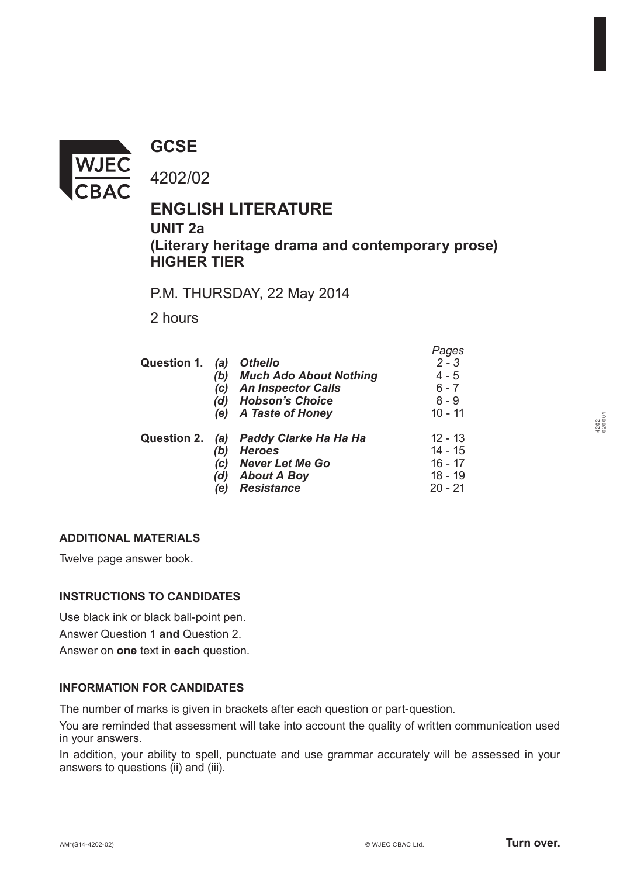# GCSE

4202/02

## ENGLISH LITERATURE

### UNIT 2a
### (Literary heritage drama and contemporary prose)
### HIGHER TIER

P.M. THURSDAY, 22 May 2014

2 hours

| | | | *Pages* |
|---|---|---|---|
| **Question 1.** | *(a)* | ***Othello*** | *2 - 3* |
| | *(b)* | ***Much Ado About Nothing*** | 4 - 5 |
| | *(c)* | ***An Inspector Calls*** | 6 - 7 |
| | *(d)* | ***Hobson's Choice*** | 8 - 9 |
| | *(e)* | ***A Taste of Honey*** | 10 - 11 |
| **Question 2.** | *(a)* | ***Paddy Clarke Ha Ha Ha*** | 12 - 13 |
| | *(b)* | ***Heroes*** | 14 - 15 |
| | *(c)* | ***Never Let Me Go*** | 16 - 17 |
| | *(d)* | ***About A Boy*** | 18 - 19 |
| | *(e)* | ***Resistance*** | 20 - 21 |

**ADDITIONAL MATERIALS**

Twelve page answer book.

**INSTRUCTIONS TO CANDIDATES**

Use black ink or black ball-point pen.

Answer Question 1 **and** Question 2.

Answer on **one** text in **each** question.

**INFORMATION FOR CANDIDATES**

The number of marks is given in brackets after each question or part-question.

You are reminded that assessment will take into account the quality of written communication used in your answers.

In addition, your ability to spell, punctuate and use grammar accurately will be assessed in your answers to questions (ii) and (iii).

AM*(S14-4202-02)

© WJEC CBAC Ltd.

**Turn over.**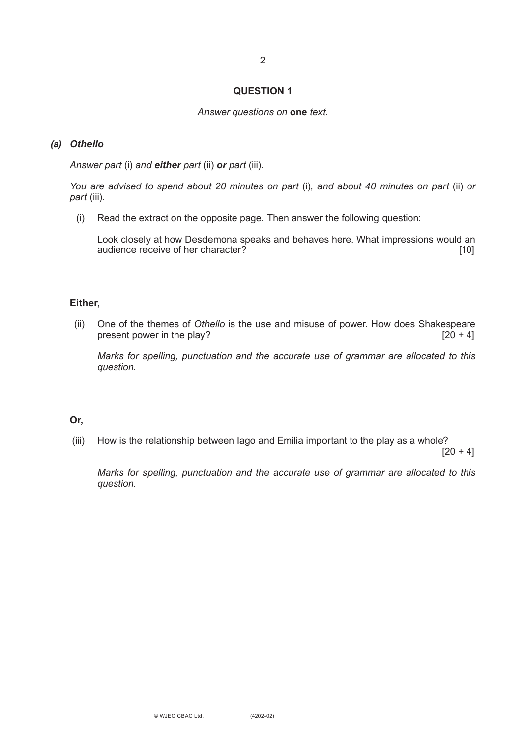## QUESTION 1

*Answer questions on* **one** *text.*

### *(a) Othello*

*Answer part* (i) *and* ***either*** *part* (ii) ***or*** *part* (iii)*.*

*You are advised to spend about 20 minutes on part* (i)*, and about 40 minutes on part* (ii) *or part* (iii)*.*

(i) Read the extract on the opposite page. Then answer the following question:

Look closely at how Desdemona speaks and behaves here. What impressions would an audience receive of her character? [10]

**Either,**

(ii) One of the themes of *Othello* is the use and misuse of power. How does Shakespeare present power in the play? [20 + 4]

*Marks for spelling, punctuation and the accurate use of grammar are allocated to this question.*

**Or,**

(iii) How is the relationship between Iago and Emilia important to the play as a whole? [20 + 4]

*Marks for spelling, punctuation and the accurate use of grammar are allocated to this question.*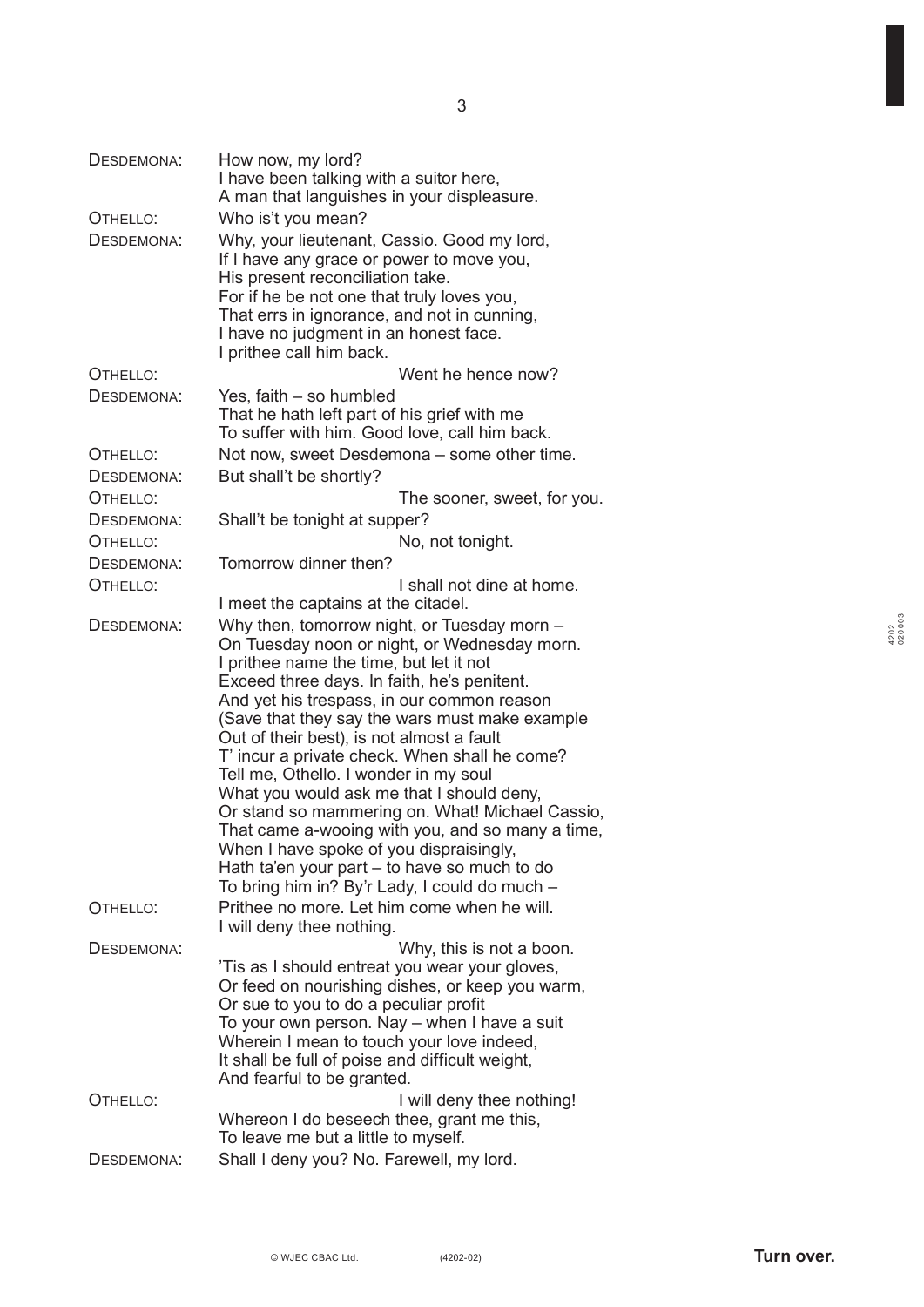DESDEMONA: How now, my lord?
I have been talking with a suitor here,
A man that languishes in your displeasure.

OTHELLO: Who is't you mean?

DESDEMONA: Why, your lieutenant, Cassio. Good my lord,
If I have any grace or power to move you,
His present reconciliation take.
For if he be not one that truly loves you,
That errs in ignorance, and not in cunning,
I have no judgment in an honest face.
I prithee call him back.

OTHELLO: Went he hence now?

DESDEMONA: Yes, faith – so humbled
That he hath left part of his grief with me
To suffer with him. Good love, call him back.

OTHELLO: Not now, sweet Desdemona – some other time.

DESDEMONA: But shall't be shortly?

OTHELLO: The sooner, sweet, for you.

DESDEMONA: Shall't be tonight at supper?

OTHELLO: No, not tonight.

DESDEMONA: Tomorrow dinner then?

OTHELLO: I shall not dine at home.
I meet the captains at the citadel.

DESDEMONA: Why then, tomorrow night, or Tuesday morn –
On Tuesday noon or night, or Wednesday morn.
I prithee name the time, but let it not
Exceed three days. In faith, he's penitent.
And yet his trespass, in our common reason
(Save that they say the wars must make example
Out of their best), is not almost a fault
T' incur a private check. When shall he come?
Tell me, Othello. I wonder in my soul
What you would ask me that I should deny,
Or stand so mammering on. What! Michael Cassio,
That came a-wooing with you, and so many a time,
When I have spoke of you dispraisingly,
Hath ta'en your part – to have so much to do
To bring him in? By'r Lady, I could do much –

OTHELLO: Prithee no more. Let him come when he will.
I will deny thee nothing.

DESDEMONA: Why, this is not a boon.
'Tis as I should entreat you wear your gloves,
Or feed on nourishing dishes, or keep you warm,
Or sue to you to do a peculiar profit
To your own person. Nay – when I have a suit
Wherein I mean to touch your love indeed,
It shall be full of poise and difficult weight,
And fearful to be granted.

OTHELLO: I will deny thee nothing!
Whereon I do beseech thee, grant me this,
To leave me but a little to myself.

DESDEMONA: Shall I deny you? No. Farewell, my lord.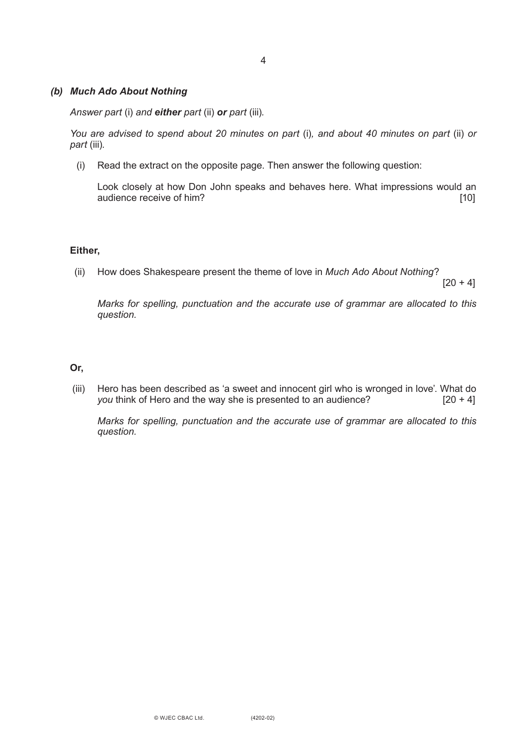### *(b) Much Ado About Nothing*

*Answer part* (i) *and* ***either*** *part* (ii) ***or*** *part* (iii)*.*

*You are advised to spend about 20 minutes on part* (i)*, and about 40 minutes on part* (ii) *or part* (iii)*.*

(i) Read the extract on the opposite page. Then answer the following question:

Look closely at how Don John speaks and behaves here. What impressions would an audience receive of him? [10]

**Either,**

(ii) How does Shakespeare present the theme of love in *Much Ado About Nothing*? [20 + 4]

*Marks for spelling, punctuation and the accurate use of grammar are allocated to this question.*

**Or,**

(iii) Hero has been described as 'a sweet and innocent girl who is wronged in love'. What do *you* think of Hero and the way she is presented to an audience? [20 + 4]

*Marks for spelling, punctuation and the accurate use of grammar are allocated to this question.*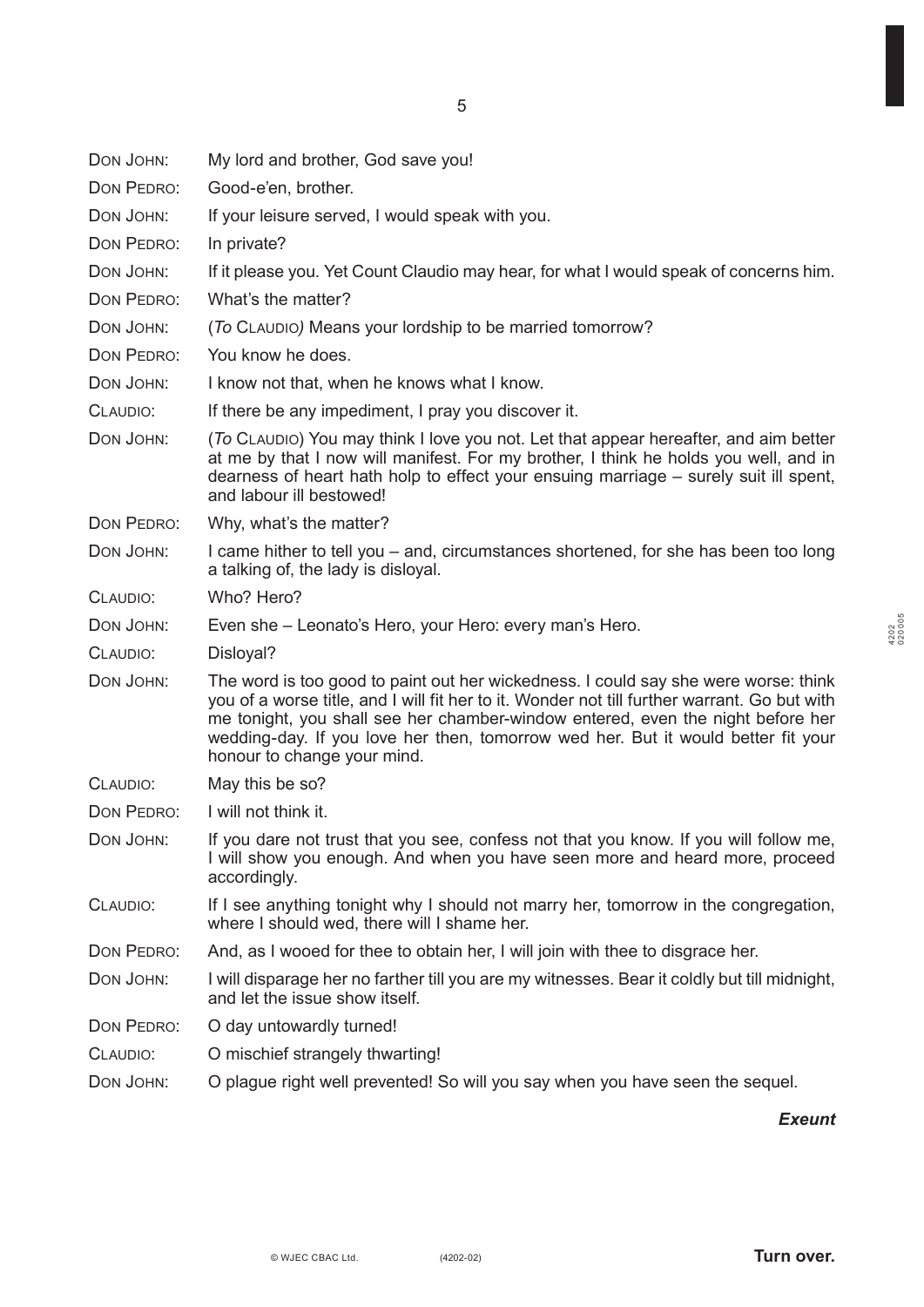DON JOHN: My lord and brother, God save you!

DON PEDRO: Good-e'en, brother.

DON JOHN: If your leisure served, I would speak with you.

DON PEDRO: In private?

DON JOHN: If it please you. Yet Count Claudio may hear, for what I would speak of concerns him.

DON PEDRO: What's the matter?

DON JOHN: (*To* CLAUDIO*)* Means your lordship to be married tomorrow?

DON PEDRO: You know he does.

DON JOHN: I know not that, when he knows what I know.

CLAUDIO: If there be any impediment, I pray you discover it.

DON JOHN: (*To* CLAUDIO) You may think I love you not. Let that appear hereafter, and aim better at me by that I now will manifest. For my brother, I think he holds you well, and in dearness of heart hath holp to effect your ensuing marriage – surely suit ill spent, and labour ill bestowed!

DON PEDRO: Why, what's the matter?

DON JOHN: I came hither to tell you – and, circumstances shortened, for she has been too long a talking of, the lady is disloyal.

CLAUDIO: Who? Hero?

DON JOHN: Even she – Leonato's Hero, your Hero: every man's Hero.

CLAUDIO: Disloyal?

DON JOHN: The word is too good to paint out her wickedness. I could say she were worse: think you of a worse title, and I will fit her to it. Wonder not till further warrant. Go but with me tonight, you shall see her chamber-window entered, even the night before her wedding-day. If you love her then, tomorrow wed her. But it would better fit your honour to change your mind.

CLAUDIO: May this be so?

DON PEDRO: I will not think it.

DON JOHN: If you dare not trust that you see, confess not that you know. If you will follow me, I will show you enough. And when you have seen more and heard more, proceed accordingly.

CLAUDIO: If I see anything tonight why I should not marry her, tomorrow in the congregation, where I should wed, there will I shame her.

DON PEDRO: And, as I wooed for thee to obtain her, I will join with thee to disgrace her.

DON JOHN: I will disparage her no farther till you are my witnesses. Bear it coldly but till midnight, and let the issue show itself.

DON PEDRO: O day untowardly turned!

CLAUDIO: O mischief strangely thwarting!

DON JOHN: O plague right well prevented! So will you say when you have seen the sequel.

***Exeunt***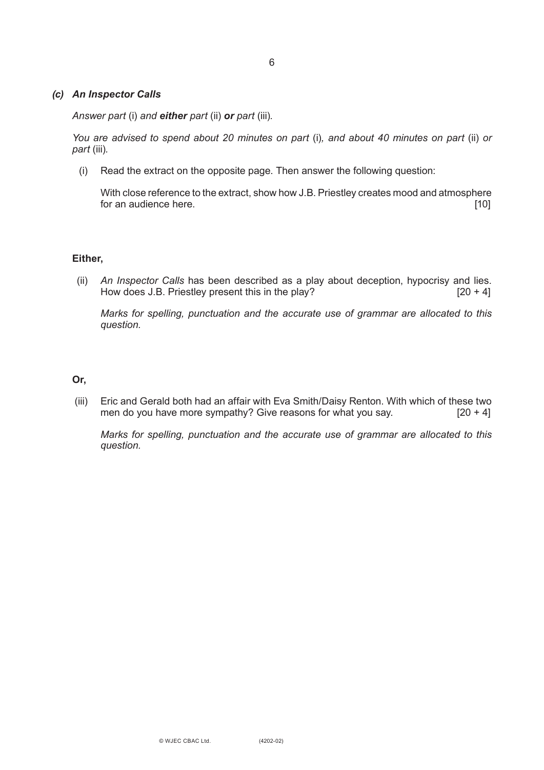### *(c) An Inspector Calls*

*Answer part* (i) *and **either** part* (ii) ***or** part* (iii)*.*

*You are advised to spend about 20 minutes on part* (i)*, and about 40 minutes on part* (ii) *or part* (iii)*.*

(i) Read the extract on the opposite page. Then answer the following question:

With close reference to the extract, show how J.B. Priestley creates mood and atmosphere for an audience here. [10]

**Either,**

(ii) *An Inspector Calls* has been described as a play about deception, hypocrisy and lies. How does J.B. Priestley present this in the play? [20 + 4]

*Marks for spelling, punctuation and the accurate use of grammar are allocated to this question.*

**Or,**

(iii) Eric and Gerald both had an affair with Eva Smith/Daisy Renton. With which of these two men do you have more sympathy? Give reasons for what you say. [20 + 4]

*Marks for spelling, punctuation and the accurate use of grammar are allocated to this question.*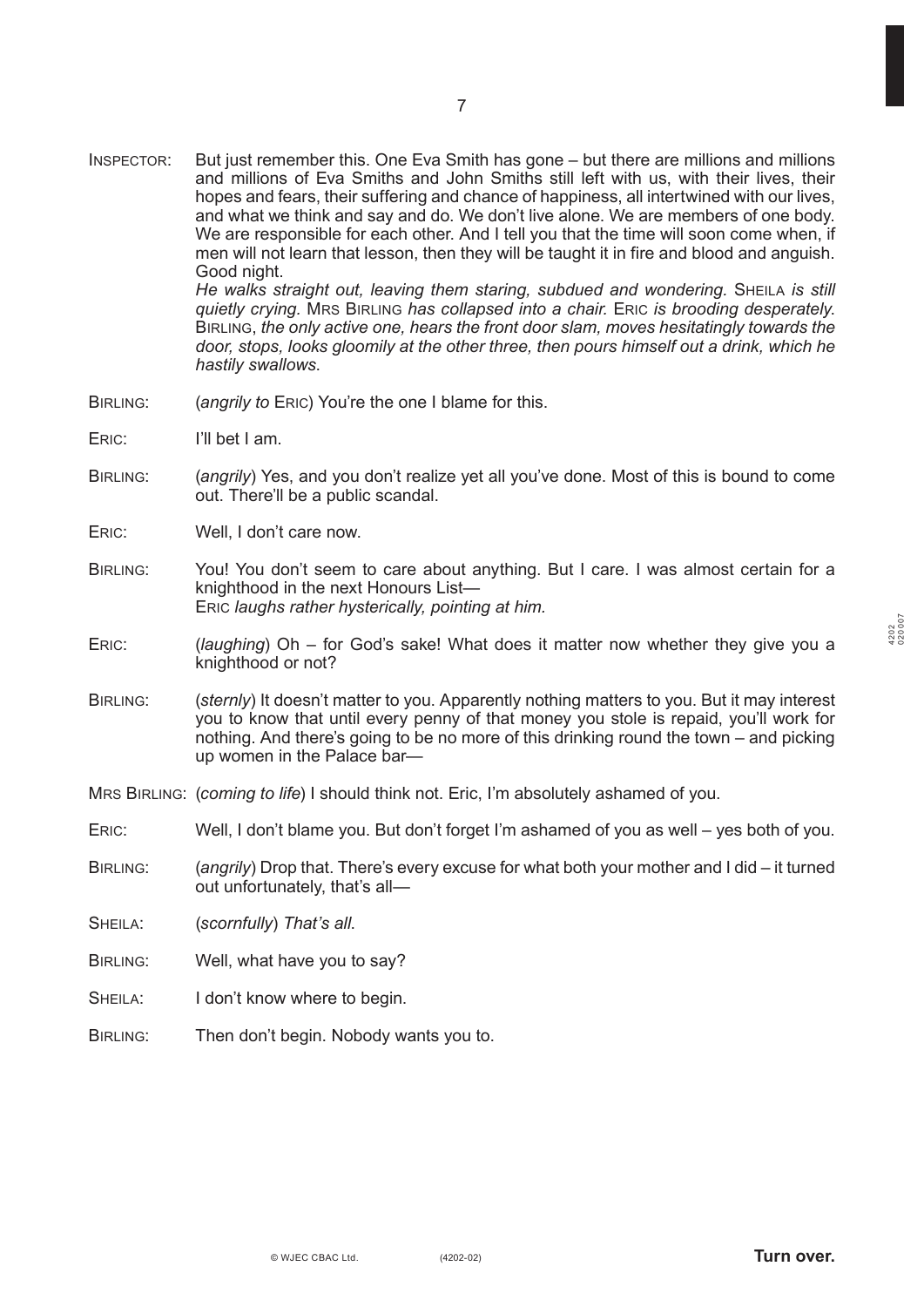INSPECTOR: But just remember this. One Eva Smith has gone – but there are millions and millions and millions of Eva Smiths and John Smiths still left with us, with their lives, their hopes and fears, their suffering and chance of happiness, all intertwined with our lives, and what we think and say and do. We don't live alone. We are members of one body. We are responsible for each other. And I tell you that the time will soon come when, if men will not learn that lesson, then they will be taught it in fire and blood and anguish. Good night.

*He walks straight out, leaving them staring, subdued and wondering.* SHEILA *is still quietly crying.* MRS BIRLING *has collapsed into a chair.* ERIC *is brooding desperately.* BIRLING, *the only active one, hears the front door slam, moves hesitatingly towards the door, stops, looks gloomily at the other three, then pours himself out a drink, which he hastily swallows.*

BIRLING: (*angrily to* ERIC) You're the one I blame for this.

ERIC: I'll bet I am.

BIRLING: (*angrily*) Yes, and you don't realize yet all you've done. Most of this is bound to come out. There'll be a public scandal.

ERIC: Well, I don't care now.

BIRLING: You! You don't seem to care about anything. But I care. I was almost certain for a knighthood in the next Honours List—

ERIC *laughs rather hysterically, pointing at him.*

ERIC: (*laughing*) Oh – for God's sake! What does it matter now whether they give you a knighthood or not?

BIRLING: (*sternly*) It doesn't matter to you. Apparently nothing matters to you. But it may interest you to know that until every penny of that money you stole is repaid, you'll work for nothing. And there's going to be no more of this drinking round the town – and picking up women in the Palace bar—

MRS BIRLING: (*coming to life*) I should think not. Eric, I'm absolutely ashamed of you.

ERIC: Well, I don't blame you. But don't forget I'm ashamed of you as well – yes both of you.

BIRLING: (*angrily*) Drop that. There's every excuse for what both your mother and I did – it turned out unfortunately, that's all—

SHEILA: (*scornfully*) *That's all.*

BIRLING: Well, what have you to say?

SHEILA: I don't know where to begin.

BIRLING: Then don't begin. Nobody wants you to.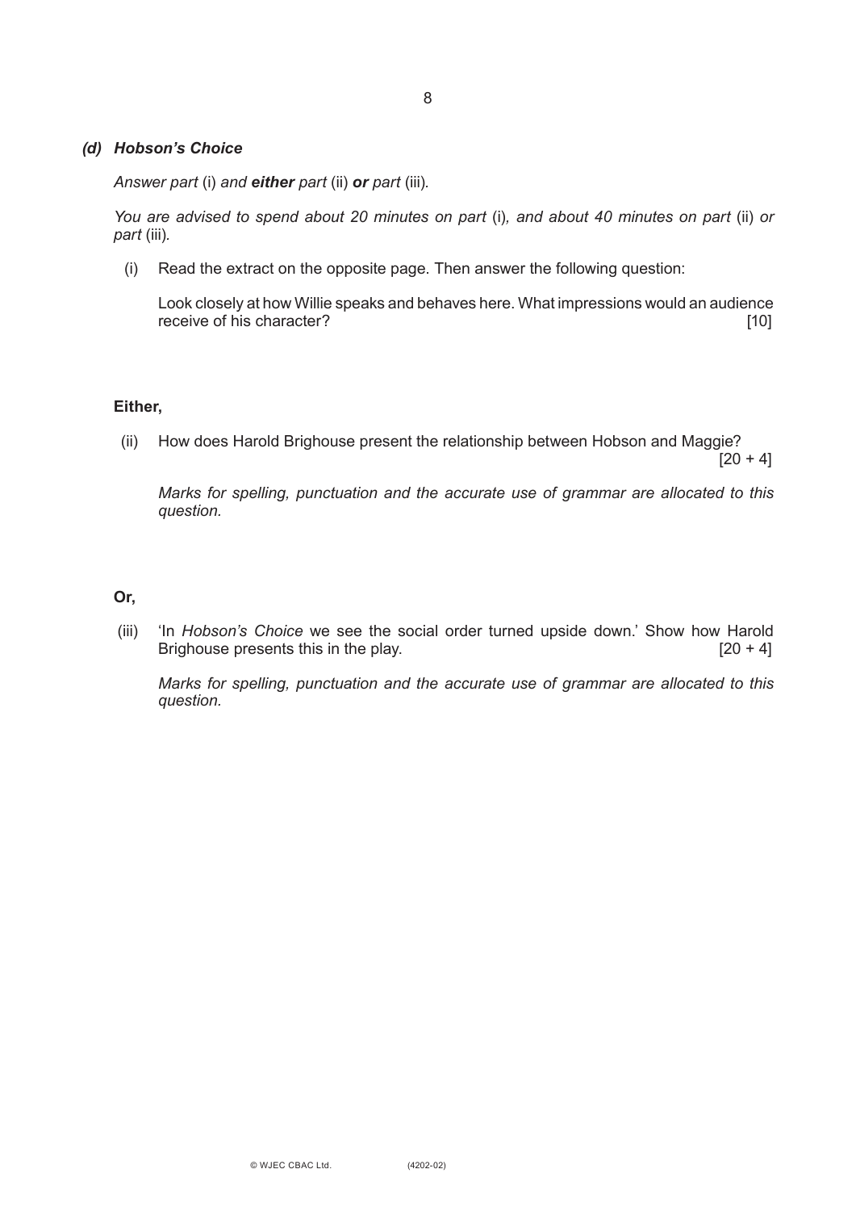### *(d) Hobson's Choice*

*Answer part* (i) *and* ***either*** *part* (ii) ***or*** *part* (iii)*.*

*You are advised to spend about 20 minutes on part* (i)*, and about 40 minutes on part* (ii) *or part* (iii)*.*

(i) Read the extract on the opposite page. Then answer the following question:

Look closely at how Willie speaks and behaves here. What impressions would an audience receive of his character? [10]

**Either,**

(ii) How does Harold Brighouse present the relationship between Hobson and Maggie? [20 + 4]

*Marks for spelling, punctuation and the accurate use of grammar are allocated to this question.*

**Or,**

(iii) 'In *Hobson's Choice* we see the social order turned upside down.' Show how Harold Brighouse presents this in the play. [20 + 4]

*Marks for spelling, punctuation and the accurate use of grammar are allocated to this question.*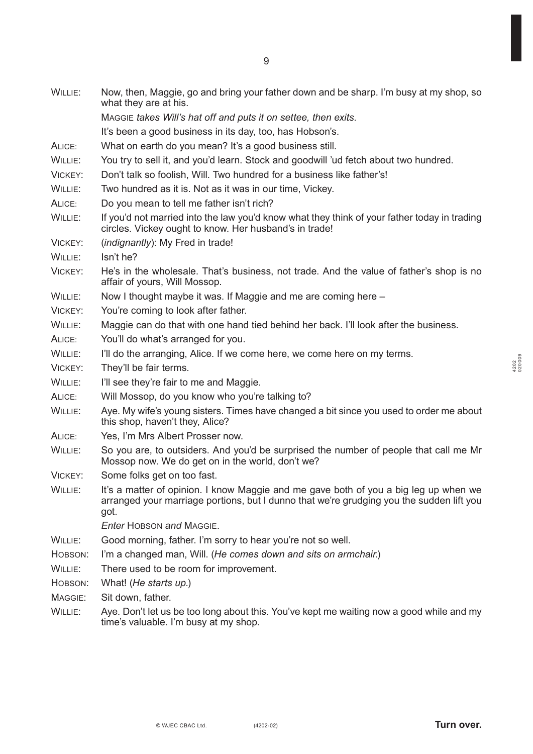WILLIE: Now, then, Maggie, go and bring your father down and be sharp. I'm busy at my shop, so what they are at his.

MAGGIE *takes Will's hat off and puts it on settee, then exits.*

It's been a good business in its day, too, has Hobson's.

ALICE: What on earth do you mean? It's a good business still.

WILLIE: You try to sell it, and you'd learn. Stock and goodwill 'ud fetch about two hundred.

VICKEY: Don't talk so foolish, Will. Two hundred for a business like father's!

WILLIE: Two hundred as it is. Not as it was in our time, Vickey.

ALICE: Do you mean to tell me father isn't rich?

WILLIE: If you'd not married into the law you'd know what they think of your father today in trading circles. Vickey ought to know. Her husband's in trade!

VICKEY: (*indignantly*): My Fred in trade!

WILLIE: Isn't he?

VICKEY: He's in the wholesale. That's business, not trade. And the value of father's shop is no affair of yours, Will Mossop.

WILLIE: Now I thought maybe it was. If Maggie and me are coming here –

VICKEY: You're coming to look after father.

WILLIE: Maggie can do that with one hand tied behind her back. I'll look after the business.

ALICE: You'll do what's arranged for you.

WILLIE: I'll do the arranging, Alice. If we come here, we come here on my terms.

VICKEY: They'll be fair terms.

WILLIE: I'll see they're fair to me and Maggie.

ALICE: Will Mossop, do you know who you're talking to?

WILLIE: Aye. My wife's young sisters. Times have changed a bit since you used to order me about this shop, haven't they, Alice?

ALICE: Yes, I'm Mrs Albert Prosser now.

WILLIE: So you are, to outsiders. And you'd be surprised the number of people that call me Mr Mossop now. We do get on in the world, don't we?

VICKEY: Some folks get on too fast.

WILLIE: It's a matter of opinion. I know Maggie and me gave both of you a big leg up when we arranged your marriage portions, but I dunno that we're grudging you the sudden lift you got.

*Enter* HOBSON *and* MAGGIE.

WILLIE: Good morning, father. I'm sorry to hear you're not so well.

HOBSON: I'm a changed man, Will. (*He comes down and sits on armchair.*)

WILLIE: There used to be room for improvement.

HOBSON: What! (*He starts up.*)

MAGGIE: Sit down, father.

WILLIE: Aye. Don't let us be too long about this. You've kept me waiting now a good while and my time's valuable. I'm busy at my shop.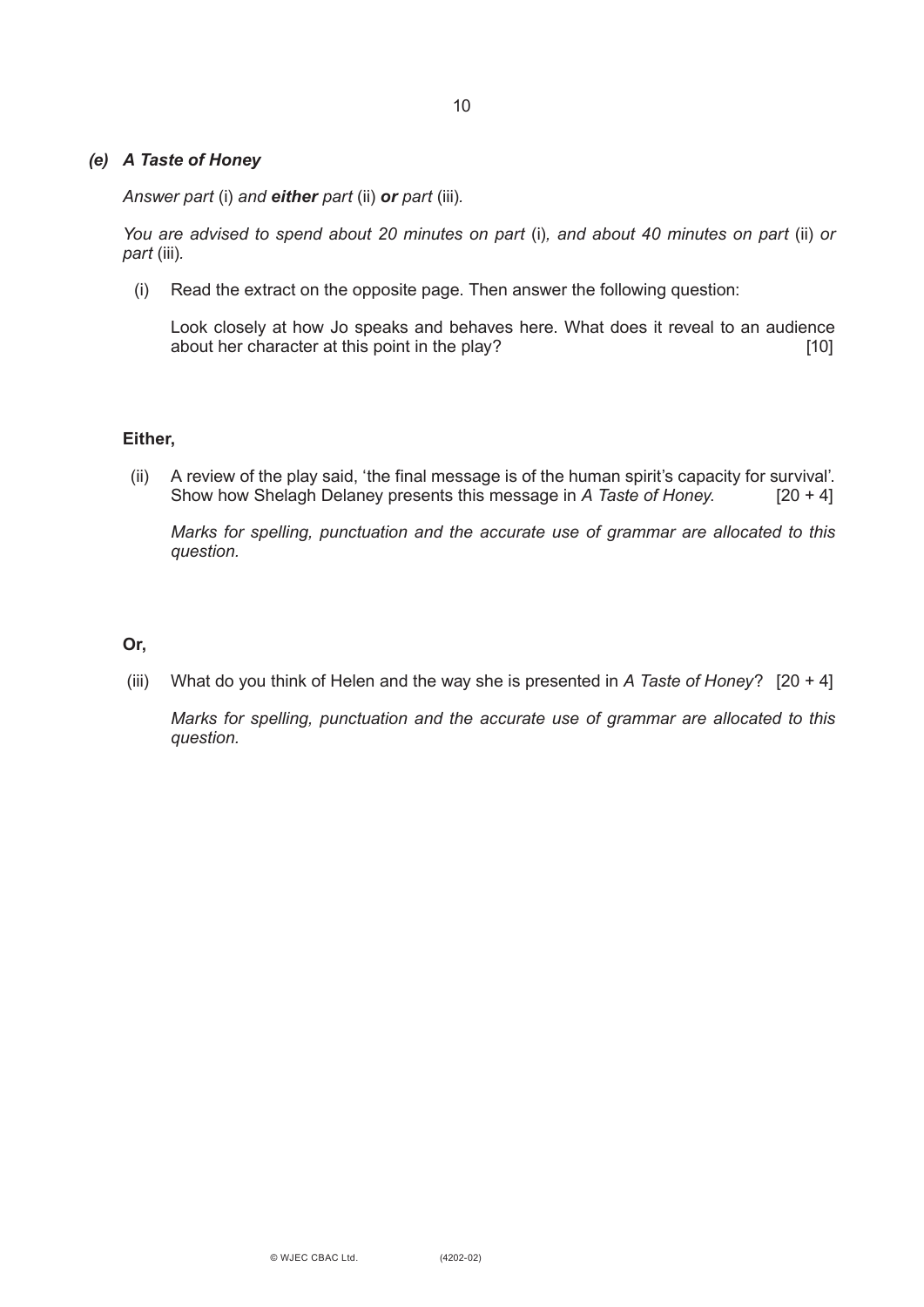### *(e) A Taste of Honey*

*Answer part* (i) *and* ***either*** *part* (ii) ***or*** *part* (iii)*.*

*You are advised to spend about 20 minutes on part* (i)*, and about 40 minutes on part* (ii) *or part* (iii)*.*

(i) Read the extract on the opposite page. Then answer the following question:

Look closely at how Jo speaks and behaves here. What does it reveal to an audience about her character at this point in the play? [10]

**Either,**

(ii) A review of the play said, 'the final message is of the human spirit's capacity for survival'. Show how Shelagh Delaney presents this message in *A Taste of Honey*. [20 + 4]

*Marks for spelling, punctuation and the accurate use of grammar are allocated to this question.*

**Or,**

(iii) What do you think of Helen and the way she is presented in *A Taste of Honey*? [20 + 4]

*Marks for spelling, punctuation and the accurate use of grammar are allocated to this question.*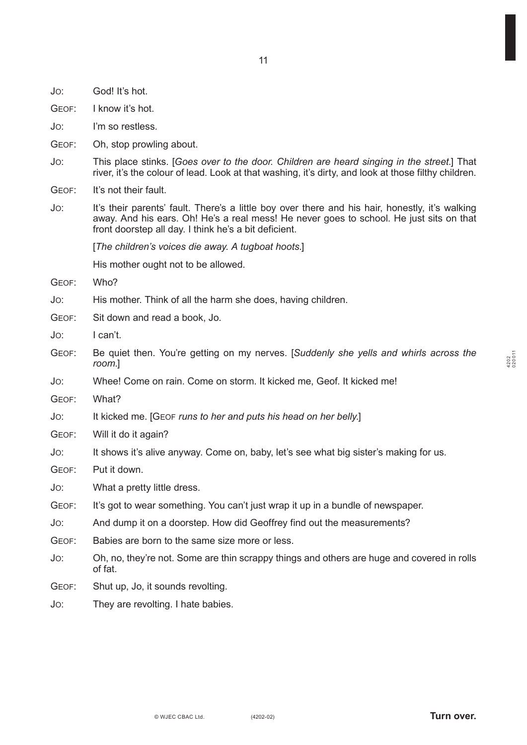JO: God! It's hot.

GEOF: I know it's hot.

JO: I'm so restless.

GEOF: Oh, stop prowling about.

JO: This place stinks. [*Goes over to the door. Children are heard singing in the street.*] That river, it's the colour of lead. Look at that washing, it's dirty, and look at those filthy children.

GEOF: It's not their fault.

JO: It's their parents' fault. There's a little boy over there and his hair, honestly, it's walking away. And his ears. Oh! He's a real mess! He never goes to school. He just sits on that front doorstep all day. I think he's a bit deficient.

[*The children's voices die away. A tugboat hoots.*]

His mother ought not to be allowed.

GEOF: Who?

JO: His mother. Think of all the harm she does, having children.

GEOF: Sit down and read a book, Jo.

JO: I can't.

GEOF: Be quiet then. You're getting on my nerves. [*Suddenly she yells and whirls across the room.*]

JO: Whee! Come on rain. Come on storm. It kicked me, Geof. It kicked me!

GEOF: What?

JO: It kicked me. [GEOF *runs to her and puts his head on her belly.*]

GEOF: Will it do it again?

JO: It shows it's alive anyway. Come on, baby, let's see what big sister's making for us.

GEOF: Put it down.

JO: What a pretty little dress.

GEOF: It's got to wear something. You can't just wrap it up in a bundle of newspaper.

JO: And dump it on a doorstep. How did Geoffrey find out the measurements?

GEOF: Babies are born to the same size more or less.

JO: Oh, no, they're not. Some are thin scrappy things and others are huge and covered in rolls of fat.

GEOF: Shut up, Jo, it sounds revolting.

JO: They are revolting. I hate babies.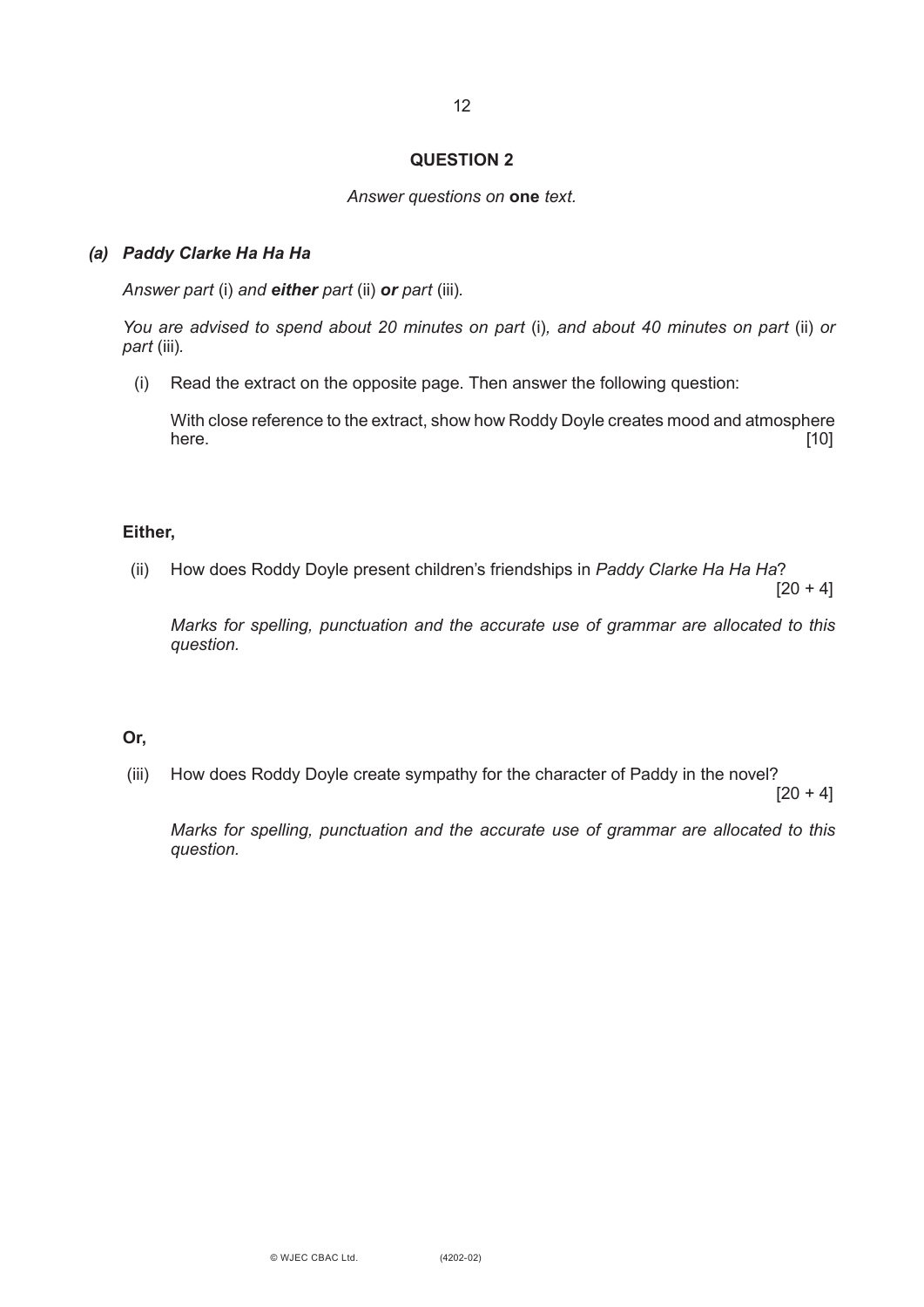## QUESTION 2

*Answer questions on* **one** *text.*

### *(a) Paddy Clarke Ha Ha Ha*

*Answer part* (i) *and* ***either*** *part* (ii) ***or*** *part* (iii)*.*

*You are advised to spend about 20 minutes on part* (i)*, and about 40 minutes on part* (ii) *or part* (iii)*.*

(i) Read the extract on the opposite page. Then answer the following question:

With close reference to the extract, show how Roddy Doyle creates mood and atmosphere here. [10]

**Either,**

(ii) How does Roddy Doyle present children's friendships in *Paddy Clarke Ha Ha Ha*? [20 + 4]

*Marks for spelling, punctuation and the accurate use of grammar are allocated to this question.*

**Or,**

(iii) How does Roddy Doyle create sympathy for the character of Paddy in the novel? [20 + 4]

*Marks for spelling, punctuation and the accurate use of grammar are allocated to this question.*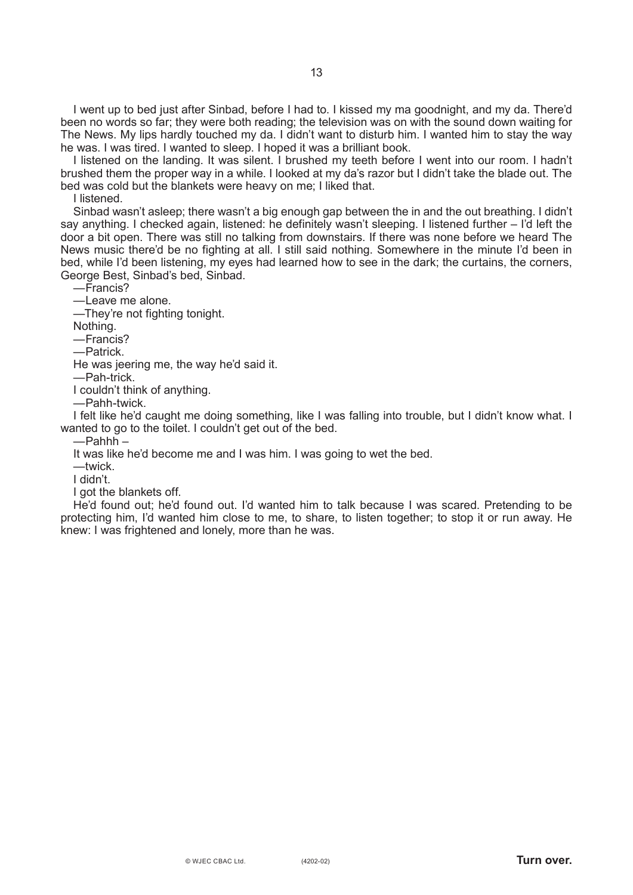I went up to bed just after Sinbad, before I had to. I kissed my ma goodnight, and my da. There'd been no words so far; they were both reading; the television was on with the sound down waiting for The News. My lips hardly touched my da. I didn't want to disturb him. I wanted him to stay the way he was. I was tired. I wanted to sleep. I hoped it was a brilliant book.

I listened on the landing. It was silent. I brushed my teeth before I went into our room. I hadn't brushed them the proper way in a while. I looked at my da's razor but I didn't take the blade out. The bed was cold but the blankets were heavy on me; I liked that.

I listened.

Sinbad wasn't asleep; there wasn't a big enough gap between the in and the out breathing. I didn't say anything. I checked again, listened: he definitely wasn't sleeping. I listened further – I'd left the door a bit open. There was still no talking from downstairs. If there was none before we heard The News music there'd be no fighting at all. I still said nothing. Somewhere in the minute I'd been in bed, while I'd been listening, my eyes had learned how to see in the dark; the curtains, the corners, George Best, Sinbad's bed, Sinbad.

—Francis?

—Leave me alone.

—They're not fighting tonight.

Nothing.

—Francis?

—Patrick.

He was jeering me, the way he'd said it.

—Pah-trick.

I couldn't think of anything.

—Pahh-twick.

I felt like he'd caught me doing something, like I was falling into trouble, but I didn't know what. I wanted to go to the toilet. I couldn't get out of the bed.

—Pahhh –

It was like he'd become me and I was him. I was going to wet the bed.

—twick.

I didn't.

I got the blankets off.

He'd found out; he'd found out. I'd wanted him to talk because I was scared. Pretending to be protecting him, I'd wanted him close to me, to share, to listen together; to stop it or run away. He knew: I was frightened and lonely, more than he was.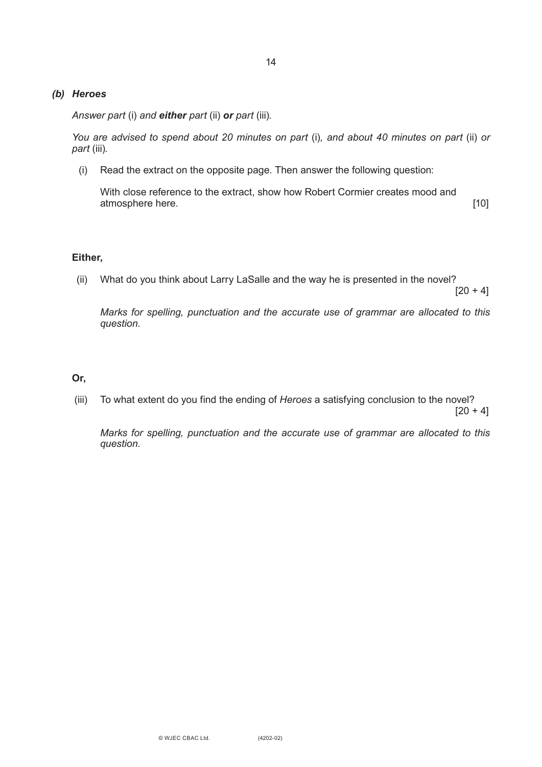***(b) Heroes***

*Answer part* (i) *and* ***either*** *part* (ii) ***or*** *part* (iii)*.*

*You are advised to spend about 20 minutes on part* (i)*, and about 40 minutes on part* (ii) *or part* (iii)*.*

(i) Read the extract on the opposite page. Then answer the following question:

With close reference to the extract, show how Robert Cormier creates mood and atmosphere here. [10]

**Either,**

(ii) What do you think about Larry LaSalle and the way he is presented in the novel? [20 + 4]

*Marks for spelling, punctuation and the accurate use of grammar are allocated to this question.*

**Or,**

(iii) To what extent do you find the ending of *Heroes* a satisfying conclusion to the novel? [20 + 4]

*Marks for spelling, punctuation and the accurate use of grammar are allocated to this question.*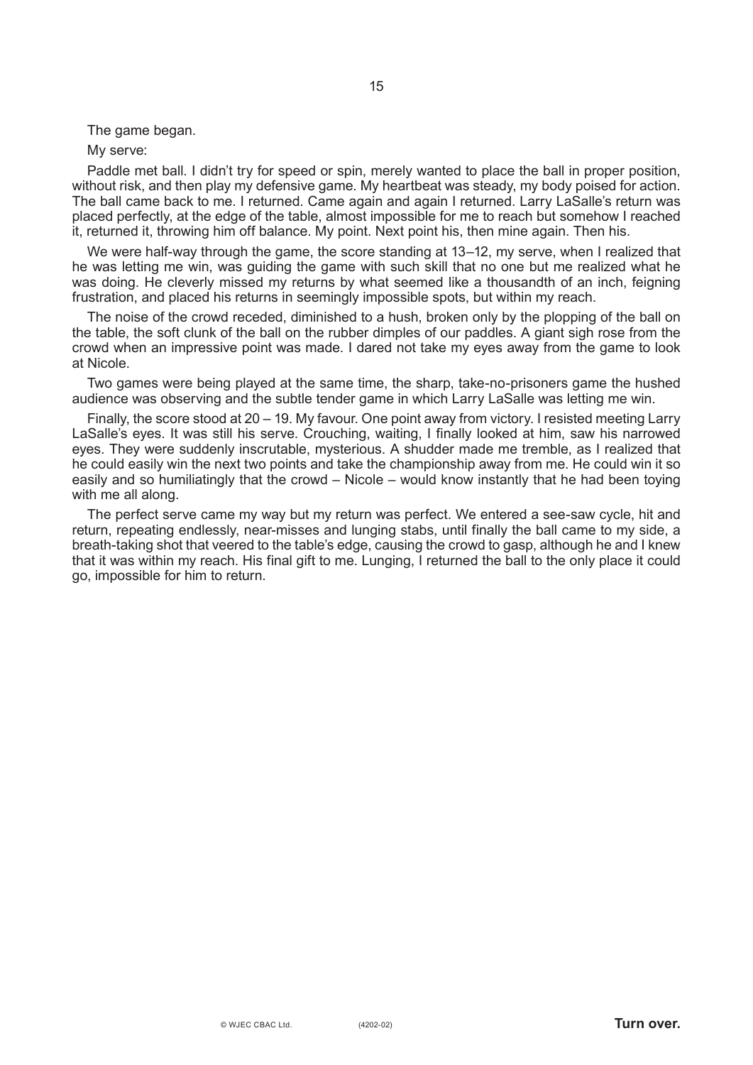The game began.

My serve:

Paddle met ball. I didn't try for speed or spin, merely wanted to place the ball in proper position, without risk, and then play my defensive game. My heartbeat was steady, my body poised for action. The ball came back to me. I returned. Came again and again I returned. Larry LaSalle's return was placed perfectly, at the edge of the table, almost impossible for me to reach but somehow I reached it, returned it, throwing him off balance. My point. Next point his, then mine again. Then his.

We were half-way through the game, the score standing at 13–12, my serve, when I realized that he was letting me win, was guiding the game with such skill that no one but me realized what he was doing. He cleverly missed my returns by what seemed like a thousandth of an inch, feigning frustration, and placed his returns in seemingly impossible spots, but within my reach.

The noise of the crowd receded, diminished to a hush, broken only by the plopping of the ball on the table, the soft clunk of the ball on the rubber dimples of our paddles. A giant sigh rose from the crowd when an impressive point was made. I dared not take my eyes away from the game to look at Nicole.

Two games were being played at the same time, the sharp, take-no-prisoners game the hushed audience was observing and the subtle tender game in which Larry LaSalle was letting me win.

Finally, the score stood at 20 – 19. My favour. One point away from victory. I resisted meeting Larry LaSalle's eyes. It was still his serve. Crouching, waiting, I finally looked at him, saw his narrowed eyes. They were suddenly inscrutable, mysterious. A shudder made me tremble, as I realized that he could easily win the next two points and take the championship away from me. He could win it so easily and so humiliatingly that the crowd – Nicole – would know instantly that he had been toying with me all along.

The perfect serve came my way but my return was perfect. We entered a see-saw cycle, hit and return, repeating endlessly, near-misses and lunging stabs, until finally the ball came to my side, a breath-taking shot that veered to the table's edge, causing the crowd to gasp, although he and I knew that it was within my reach. His final gift to me. Lunging, I returned the ball to the only place it could go, impossible for him to return.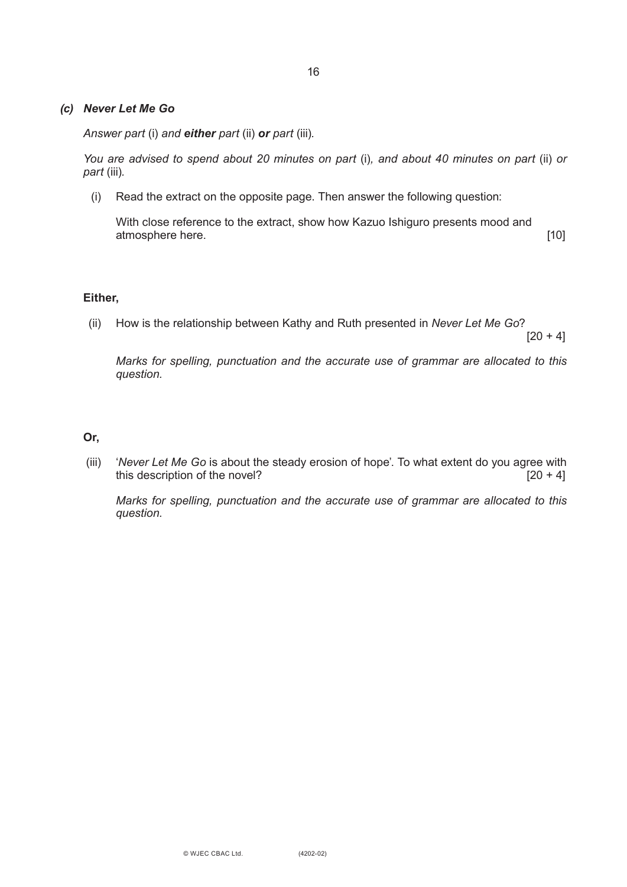### *(c) Never Let Me Go*

*Answer part* (i) *and* ***either*** *part* (ii) ***or*** *part* (iii)*.*

*You are advised to spend about 20 minutes on part* (i)*, and about 40 minutes on part* (ii) *or part* (iii)*.*

(i) Read the extract on the opposite page. Then answer the following question:

With close reference to the extract, show how Kazuo Ishiguro presents mood and atmosphere here. [10]

**Either,**

(ii) How is the relationship between Kathy and Ruth presented in *Never Let Me Go*? [20 + 4]

*Marks for spelling, punctuation and the accurate use of grammar are allocated to this question.*

**Or,**

(iii) '*Never Let Me Go* is about the steady erosion of hope'. To what extent do you agree with this description of the novel? [20 + 4]

*Marks for spelling, punctuation and the accurate use of grammar are allocated to this question.*

© WJEC CBAC Ltd. (4202-02)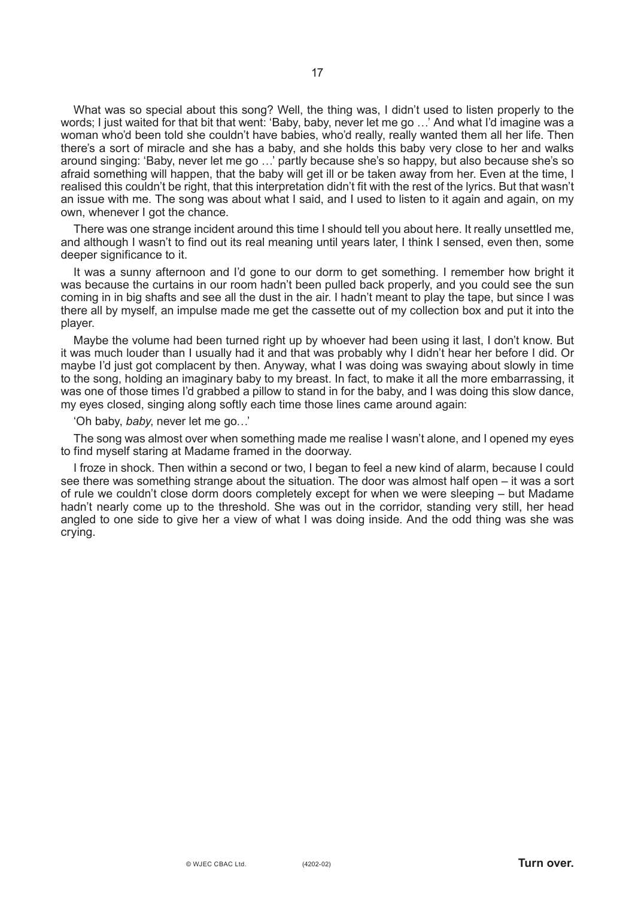What was so special about this song? Well, the thing was, I didn't used to listen properly to the words; I just waited for that bit that went: 'Baby, baby, never let me go …' And what I'd imagine was a woman who'd been told she couldn't have babies, who'd really, really wanted them all her life. Then there's a sort of miracle and she has a baby, and she holds this baby very close to her and walks around singing: 'Baby, never let me go …' partly because she's so happy, but also because she's so afraid something will happen, that the baby will get ill or be taken away from her. Even at the time, I realised this couldn't be right, that this interpretation didn't fit with the rest of the lyrics. But that wasn't an issue with me. The song was about what I said, and I used to listen to it again and again, on my own, whenever I got the chance.

There was one strange incident around this time I should tell you about here. It really unsettled me, and although I wasn't to find out its real meaning until years later, I think I sensed, even then, some deeper significance to it.

It was a sunny afternoon and I'd gone to our dorm to get something. I remember how bright it was because the curtains in our room hadn't been pulled back properly, and you could see the sun coming in in big shafts and see all the dust in the air. I hadn't meant to play the tape, but since I was there all by myself, an impulse made me get the cassette out of my collection box and put it into the player.

Maybe the volume had been turned right up by whoever had been using it last, I don't know. But it was much louder than I usually had it and that was probably why I didn't hear her before I did. Or maybe I'd just got complacent by then. Anyway, what I was doing was swaying about slowly in time to the song, holding an imaginary baby to my breast. In fact, to make it all the more embarrassing, it was one of those times I'd grabbed a pillow to stand in for the baby, and I was doing this slow dance, my eyes closed, singing along softly each time those lines came around again:

'Oh baby, *baby*, never let me go…'

The song was almost over when something made me realise I wasn't alone, and I opened my eyes to find myself staring at Madame framed in the doorway.

I froze in shock. Then within a second or two, I began to feel a new kind of alarm, because I could see there was something strange about the situation. The door was almost half open – it was a sort of rule we couldn't close dorm doors completely except for when we were sleeping – but Madame hadn't nearly come up to the threshold. She was out in the corridor, standing very still, her head angled to one side to give her a view of what I was doing inside. And the odd thing was she was crying.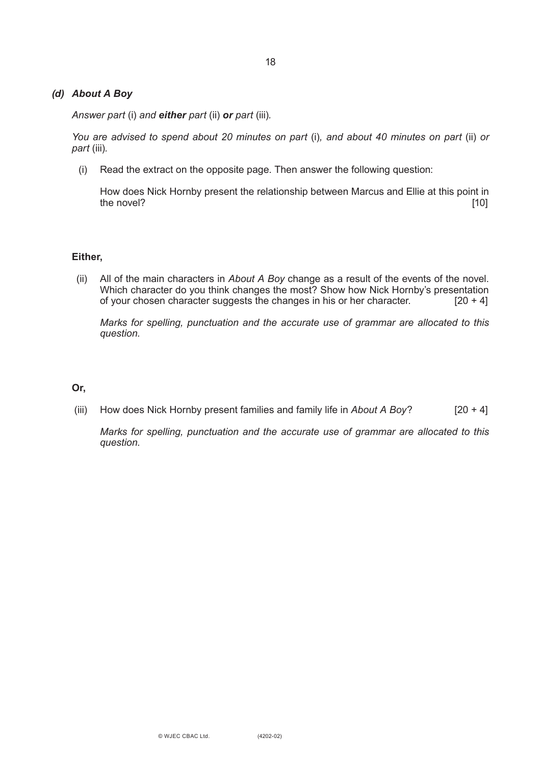### *(d) About A Boy*

*Answer part* (i) *and* ***either*** *part* (ii) ***or*** *part* (iii)*.*

*You are advised to spend about 20 minutes on part* (i)*, and about 40 minutes on part* (ii) *or part* (iii)*.*

(i) Read the extract on the opposite page. Then answer the following question:

How does Nick Hornby present the relationship between Marcus and Ellie at this point in the novel? [10]

**Either,**

(ii) All of the main characters in *About A Boy* change as a result of the events of the novel. Which character do you think changes the most? Show how Nick Hornby's presentation of your chosen character suggests the changes in his or her character. [20 + 4]

*Marks for spelling, punctuation and the accurate use of grammar are allocated to this question.*

**Or,**

(iii) How does Nick Hornby present families and family life in *About A Boy*? [20 + 4]

*Marks for spelling, punctuation and the accurate use of grammar are allocated to this question.*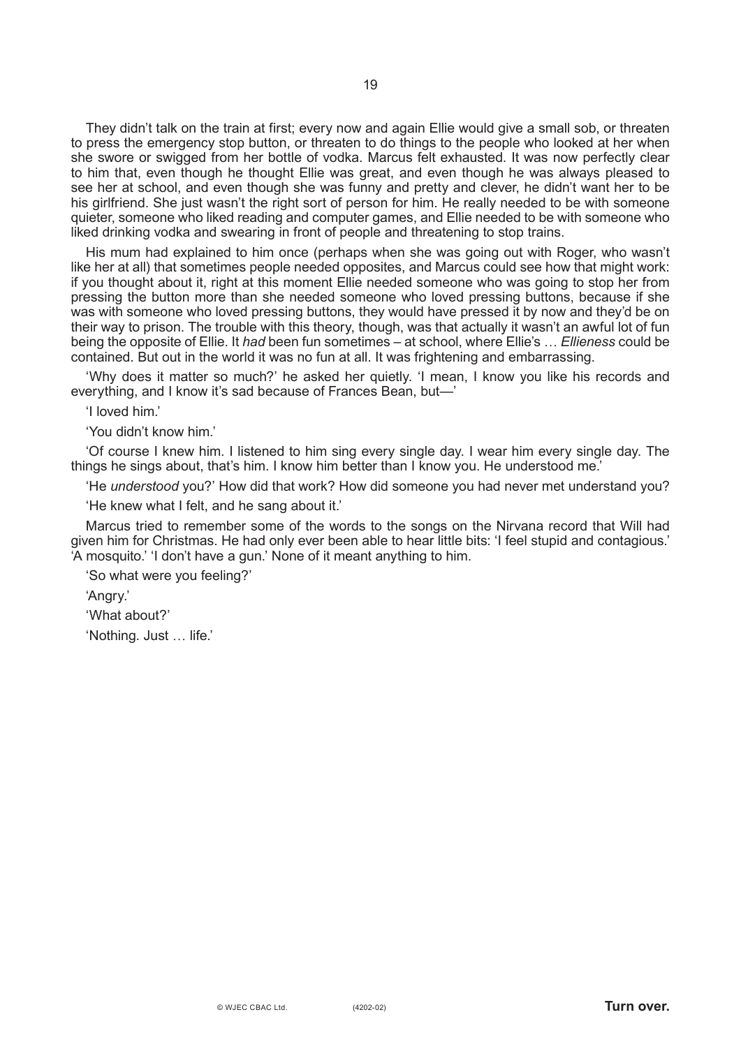They didn't talk on the train at first; every now and again Ellie would give a small sob, or threaten to press the emergency stop button, or threaten to do things to the people who looked at her when she swore or swigged from her bottle of vodka. Marcus felt exhausted. It was now perfectly clear to him that, even though he thought Ellie was great, and even though he was always pleased to see her at school, and even though she was funny and pretty and clever, he didn't want her to be his girlfriend. She just wasn't the right sort of person for him. He really needed to be with someone quieter, someone who liked reading and computer games, and Ellie needed to be with someone who liked drinking vodka and swearing in front of people and threatening to stop trains.

His mum had explained to him once (perhaps when she was going out with Roger, who wasn't like her at all) that sometimes people needed opposites, and Marcus could see how that might work: if you thought about it, right at this moment Ellie needed someone who was going to stop her from pressing the button more than she needed someone who loved pressing buttons, because if she was with someone who loved pressing buttons, they would have pressed it by now and they'd be on their way to prison. The trouble with this theory, though, was that actually it wasn't an awful lot of fun being the opposite of Ellie. It *had* been fun sometimes – at school, where Ellie's … *Ellieness* could be contained. But out in the world it was no fun at all. It was frightening and embarrassing.

'Why does it matter so much?' he asked her quietly. 'I mean, I know you like his records and everything, and I know it's sad because of Frances Bean, but—'

'I loved him.'

'You didn't know him.'

'Of course I knew him. I listened to him sing every single day. I wear him every single day. The things he sings about, that's him. I know him better than I know you. He understood me.'

'He *understood* you?' How did that work? How did someone you had never met understand you?

'He knew what I felt, and he sang about it.'

Marcus tried to remember some of the words to the songs on the Nirvana record that Will had given him for Christmas. He had only ever been able to hear little bits: 'I feel stupid and contagious.' 'A mosquito.' 'I don't have a gun.' None of it meant anything to him.

'So what were you feeling?'

'Angry.'

'What about?'

'Nothing. Just … life.'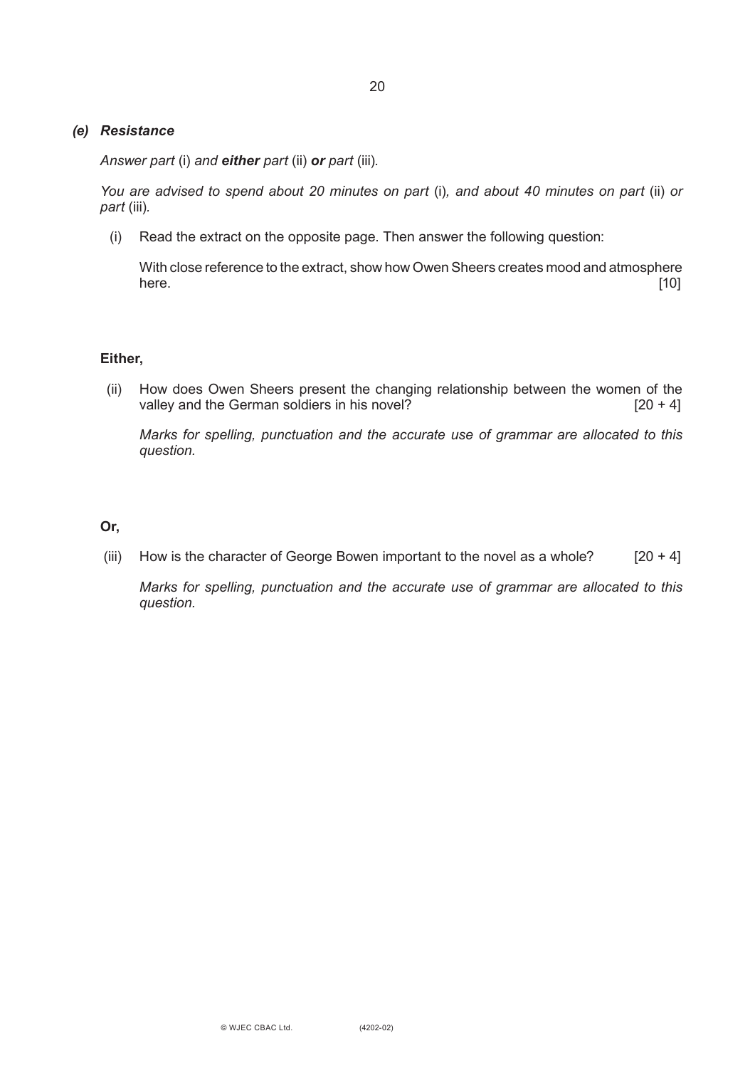### *(e) Resistance*

*Answer part* (i) *and* ***either*** *part* (ii) ***or*** *part* (iii)*.*

*You are advised to spend about 20 minutes on part* (i)*, and about 40 minutes on part* (ii) *or part* (iii)*.*

(i) Read the extract on the opposite page. Then answer the following question:

With close reference to the extract, show how Owen Sheers creates mood and atmosphere here. [10]

**Either,**

(ii) How does Owen Sheers present the changing relationship between the women of the valley and the German soldiers in his novel? [20 + 4]

*Marks for spelling, punctuation and the accurate use of grammar are allocated to this question.*

**Or,**

(iii) How is the character of George Bowen important to the novel as a whole? [20 + 4]

*Marks for spelling, punctuation and the accurate use of grammar are allocated to this question.*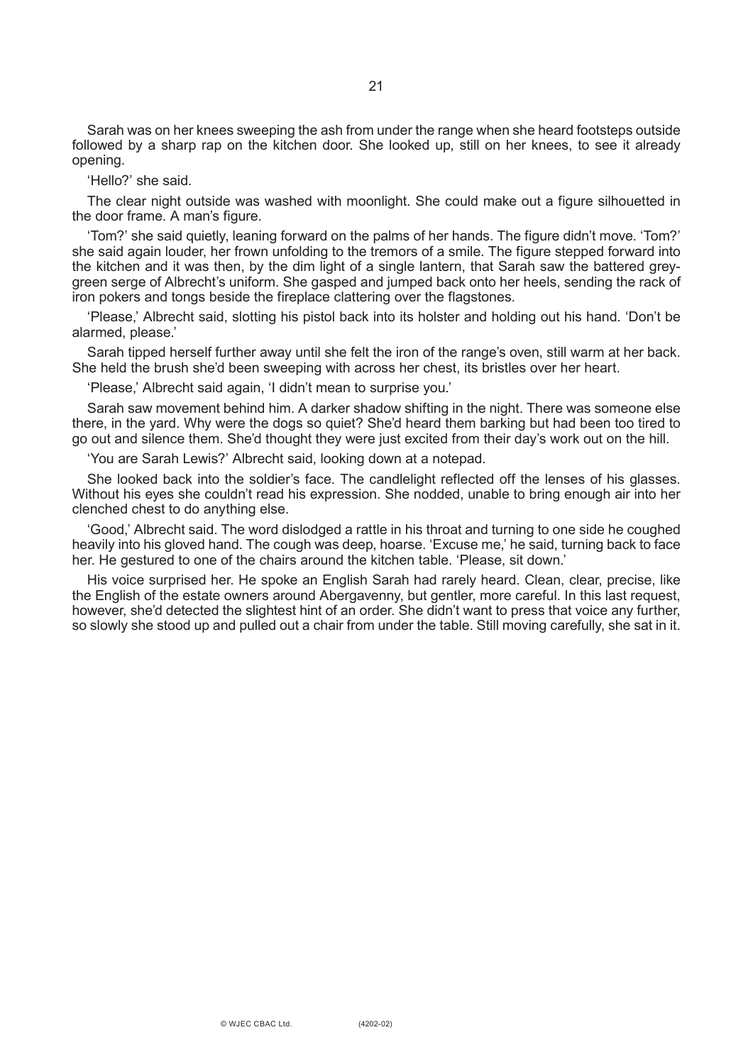Sarah was on her knees sweeping the ash from under the range when she heard footsteps outside followed by a sharp rap on the kitchen door. She looked up, still on her knees, to see it already opening.

'Hello?' she said.

The clear night outside was washed with moonlight. She could make out a figure silhouetted in the door frame. A man's figure.

'Tom?' she said quietly, leaning forward on the palms of her hands. The figure didn't move. 'Tom?' she said again louder, her frown unfolding to the tremors of a smile. The figure stepped forward into the kitchen and it was then, by the dim light of a single lantern, that Sarah saw the battered grey-green serge of Albrecht's uniform. She gasped and jumped back onto her heels, sending the rack of iron pokers and tongs beside the fireplace clattering over the flagstones.

'Please,' Albrecht said, slotting his pistol back into its holster and holding out his hand. 'Don't be alarmed, please.'

Sarah tipped herself further away until she felt the iron of the range's oven, still warm at her back. She held the brush she'd been sweeping with across her chest, its bristles over her heart.

'Please,' Albrecht said again, 'I didn't mean to surprise you.'

Sarah saw movement behind him. A darker shadow shifting in the night. There was someone else there, in the yard. Why were the dogs so quiet? She'd heard them barking but had been too tired to go out and silence them. She'd thought they were just excited from their day's work out on the hill.

'You are Sarah Lewis?' Albrecht said, looking down at a notepad.

She looked back into the soldier's face. The candlelight reflected off the lenses of his glasses. Without his eyes she couldn't read his expression. She nodded, unable to bring enough air into her clenched chest to do anything else.

'Good,' Albrecht said. The word dislodged a rattle in his throat and turning to one side he coughed heavily into his gloved hand. The cough was deep, hoarse. 'Excuse me,' he said, turning back to face her. He gestured to one of the chairs around the kitchen table. 'Please, sit down.'

His voice surprised her. He spoke an English Sarah had rarely heard. Clean, clear, precise, like the English of the estate owners around Abergavenny, but gentler, more careful. In this last request, however, she'd detected the slightest hint of an order. She didn't want to press that voice any further, so slowly she stood up and pulled out a chair from under the table. Still moving carefully, she sat in it.